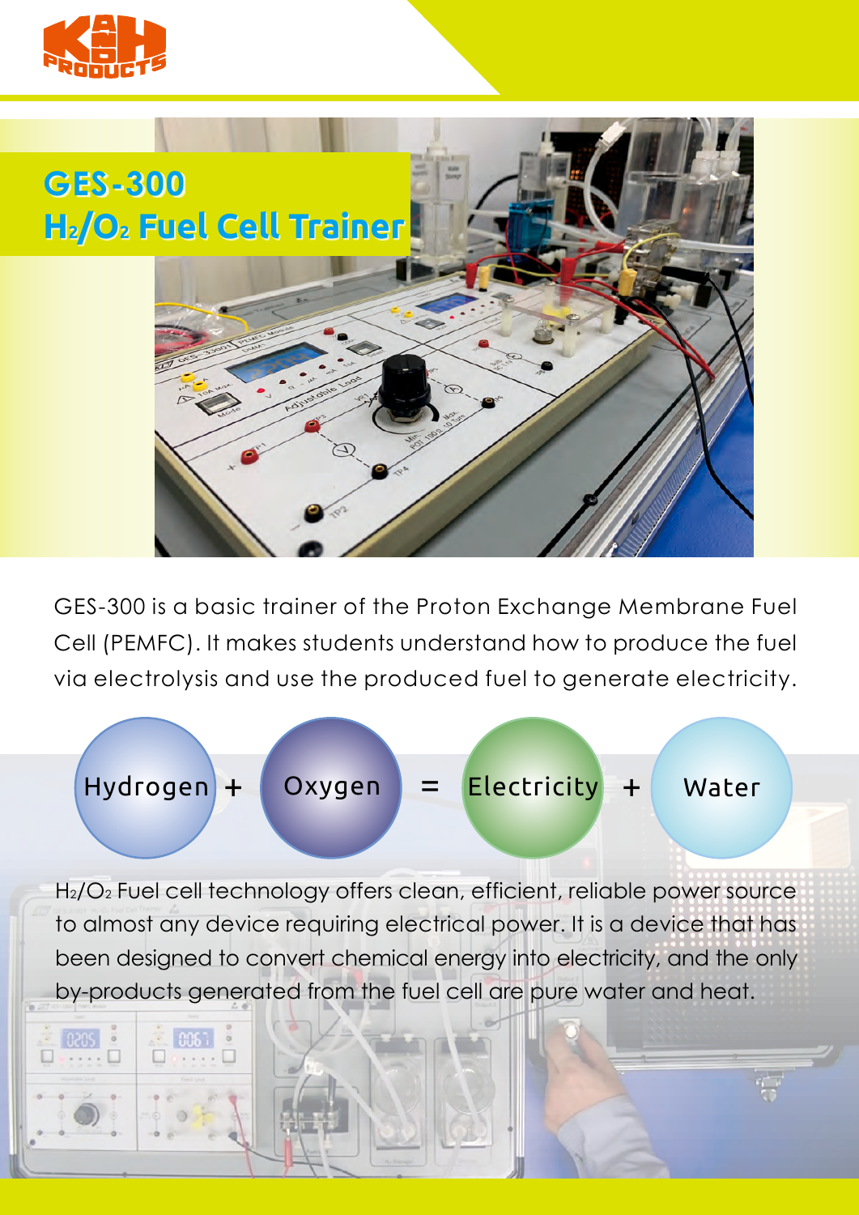# GES-300
# $H_2/O_2$ Fuel Cell Trainer

GES-300 is a basic trainer of the Proton Exchange Membrane Fuel Cell (PEMFC). It makes students understand how to produce the fuel via electrolysis and use the produced fuel to generate electricity.

Hydrogen + Oxygen = Electricity + Water

$H_2/O_2$ Fuel cell technology offers clean, efficient, reliable power source to almost any device requiring electrical power. It is a device that has been designed to convert chemical energy into electricity, and the only by-products generated from the fuel cell are pure water and heat.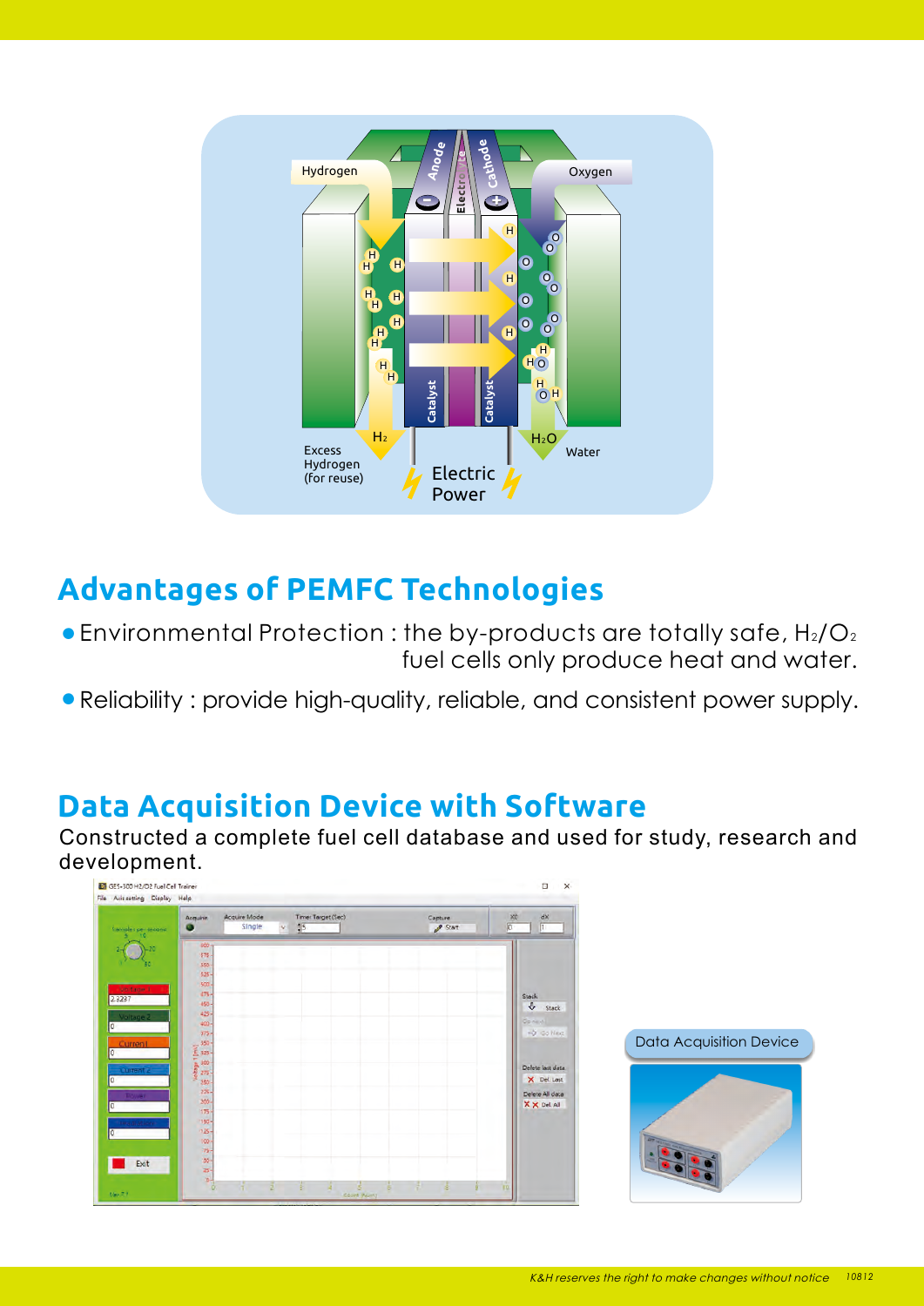Hydrogen

Anode

Electrolyte

Cathode

Oxygen

Catalyst

Catalyst

$H_2$

$H_2O$

Excess Hydrogen (for reuse)

Electric Power

Water

## Advantages of PEMFC Technologies

- Environmental Protection : the by-products are totally safe, $H_2/O_2$ fuel cells only produce heat and water.
- Reliability : provide high-quality, reliable, and consistent power supply.

## Data Acquisition Device with Software

Constructed a complete fuel cell database and used for study, research and development.

Data Acquisition Device

*K&H reserves the right to make changes without notice* 10812